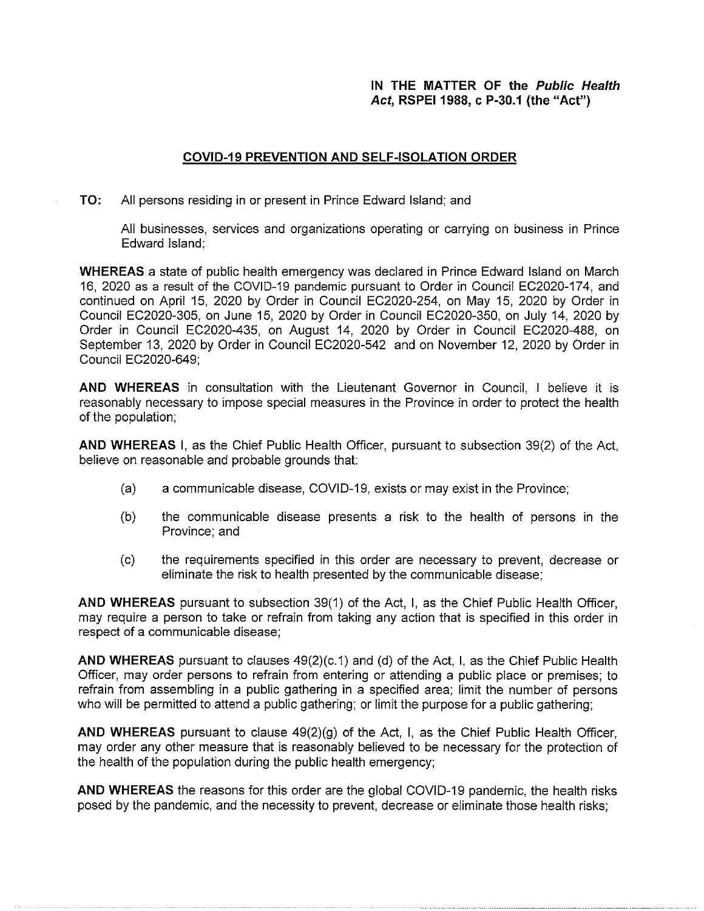**IN THE MATTER OF the *Public Health Act*, RSPEI 1988, c P-30.1 (the "Act")**

## COVID-19 PREVENTION AND SELF-ISOLATION ORDER

**TO:** All persons residing in or present in Prince Edward Island; and

All businesses, services and organizations operating or carrying on business in Prince Edward Island;

**WHEREAS** a state of public health emergency was declared in Prince Edward Island on March 16, 2020 as a result of the COVID-19 pandemic pursuant to Order in Council EC2020-174, and continued on April 15, 2020 by Order in Council EC2020-254, on May 15, 2020 by Order in Council EC2020-305, on June 15, 2020 by Order in Council EC2020-350, on July 14, 2020 by Order in Council EC2020-435, on August 14, 2020 by Order in Council EC2020-488, on September 13, 2020 by Order in Council EC2020-542 and on November 12, 2020 by Order in Council EC2020-649;

**AND WHEREAS** in consultation with the Lieutenant Governor in Council, I believe it is reasonably necessary to impose special measures in the Province in order to protect the health of the population;

**AND WHEREAS** I, as the Chief Public Health Officer, pursuant to subsection 39(2) of the Act, believe on reasonable and probable grounds that:

(a) a communicable disease, COVID-19, exists or may exist in the Province;

(b) the communicable disease presents a risk to the health of persons in the Province; and

(c) the requirements specified in this order are necessary to prevent, decrease or eliminate the risk to health presented by the communicable disease;

**AND WHEREAS** pursuant to subsection 39(1) of the Act, I, as the Chief Public Health Officer, may require a person to take or refrain from taking any action that is specified in this order in respect of a communicable disease;

**AND WHEREAS** pursuant to clauses 49(2)(c.1) and (d) of the Act, I, as the Chief Public Health Officer, may order persons to refrain from entering or attending a public place or premises; to refrain from assembling in a public gathering in a specified area; limit the number of persons who will be permitted to attend a public gathering; or limit the purpose for a public gathering;

**AND WHEREAS** pursuant to clause 49(2)(g) of the Act, I, as the Chief Public Health Officer, may order any other measure that is reasonably believed to be necessary for the protection of the health of the population during the public health emergency;

**AND WHEREAS** the reasons for this order are the global COVID-19 pandemic, the health risks posed by the pandemic, and the necessity to prevent, decrease or eliminate those health risks;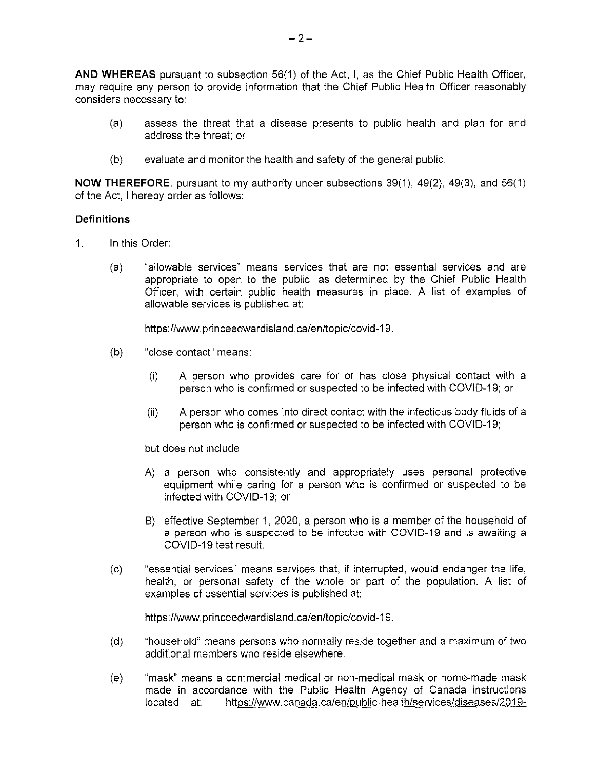**AND WHEREAS** pursuant to subsection 56(1) of the Act, I, as the Chief Public Health Officer, may require any person to provide information that the Chief Public Health Officer reasonably considers necessary to:

(a) assess the threat that a disease presents to public health and plan for and address the threat; or

(b) evaluate and monitor the health and safety of the general public.

**NOW THEREFORE**, pursuant to my authority under subsections 39(1), 49(2), 49(3), and 56(1) of the Act, I hereby order as follows:

**Definitions**

1. In this Order:

   (a) "allowable services" means services that are not essential services and are appropriate to open to the public, as determined by the Chief Public Health Officer, with certain public health measures in place. A list of examples of allowable services is published at:

   https://www.princeedwardisland.ca/en/topic/covid-19.

   (b) "close contact" means:

      (i) A person who provides care for or has close physical contact with a person who is confirmed or suspected to be infected with COVID-19; or

      (ii) A person who comes into direct contact with the infectious body fluids of a person who is confirmed or suspected to be infected with COVID-19;

   but does not include

      A) a person who consistently and appropriately uses personal protective equipment while caring for a person who is confirmed or suspected to be infected with COVID-19; or

      B) effective September 1, 2020, a person who is a member of the household of a person who is suspected to be infected with COVID-19 and is awaiting a COVID-19 test result.

   (c) "essential services" means services that, if interrupted, would endanger the life, health, or personal safety of the whole or part of the population. A list of examples of essential services is published at:

   https://www.princeedwardisland.ca/en/topic/covid-19.

   (d) "household" means persons who normally reside together and a maximum of two additional members who reside elsewhere.

   (e) "mask" means a commercial medical or non-medical mask or home-made mask made in accordance with the Public Health Agency of Canada instructions located at: https://www.canada.ca/en/public-health/services/diseases/2019-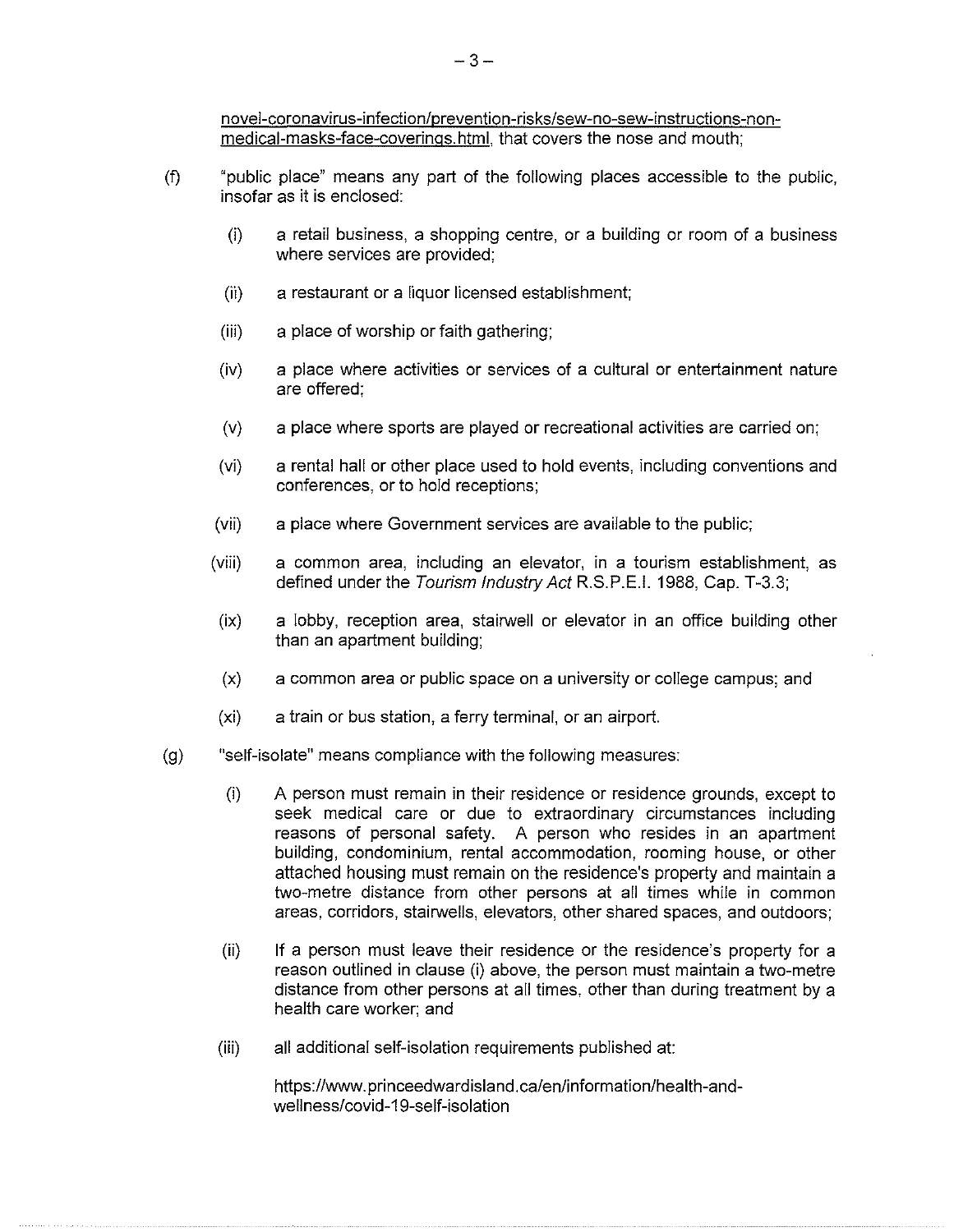novel-coronavirus-infection/prevention-risks/sew-no-sew-instructions-non-medical-masks-face-coverings.html, that covers the nose and mouth;

(f) "public place" means any part of the following places accessible to the public, insofar as it is enclosed:

  (i) a retail business, a shopping centre, or a building or room of a business where services are provided;

  (ii) a restaurant or a liquor licensed establishment;

  (iii) a place of worship or faith gathering;

  (iv) a place where activities or services of a cultural or entertainment nature are offered;

  (v) a place where sports are played or recreational activities are carried on;

  (vi) a rental hall or other place used to hold events, including conventions and conferences, or to hold receptions;

  (vii) a place where Government services are available to the public;

  (viii) a common area, including an elevator, in a tourism establishment, as defined under the *Tourism Industry Act* R.S.P.E.I. 1988, Cap. T-3.3;

  (ix) a lobby, reception area, stairwell or elevator in an office building other than an apartment building;

  (x) a common area or public space on a university or college campus; and

  (xi) a train or bus station, a ferry terminal, or an airport.

(g) "self-isolate" means compliance with the following measures:

  (i) A person must remain in their residence or residence grounds, except to seek medical care or due to extraordinary circumstances including reasons of personal safety. A person who resides in an apartment building, condominium, rental accommodation, rooming house, or other attached housing must remain on the residence's property and maintain a two-metre distance from other persons at all times while in common areas, corridors, stairwells, elevators, other shared spaces, and outdoors;

  (ii) If a person must leave their residence or the residence's property for a reason outlined in clause (i) above, the person must maintain a two-metre distance from other persons at all times, other than during treatment by a health care worker; and

  (iii) all additional self-isolation requirements published at:

  https://www.princeedwardisland.ca/en/information/health-and-wellness/covid-19-self-isolation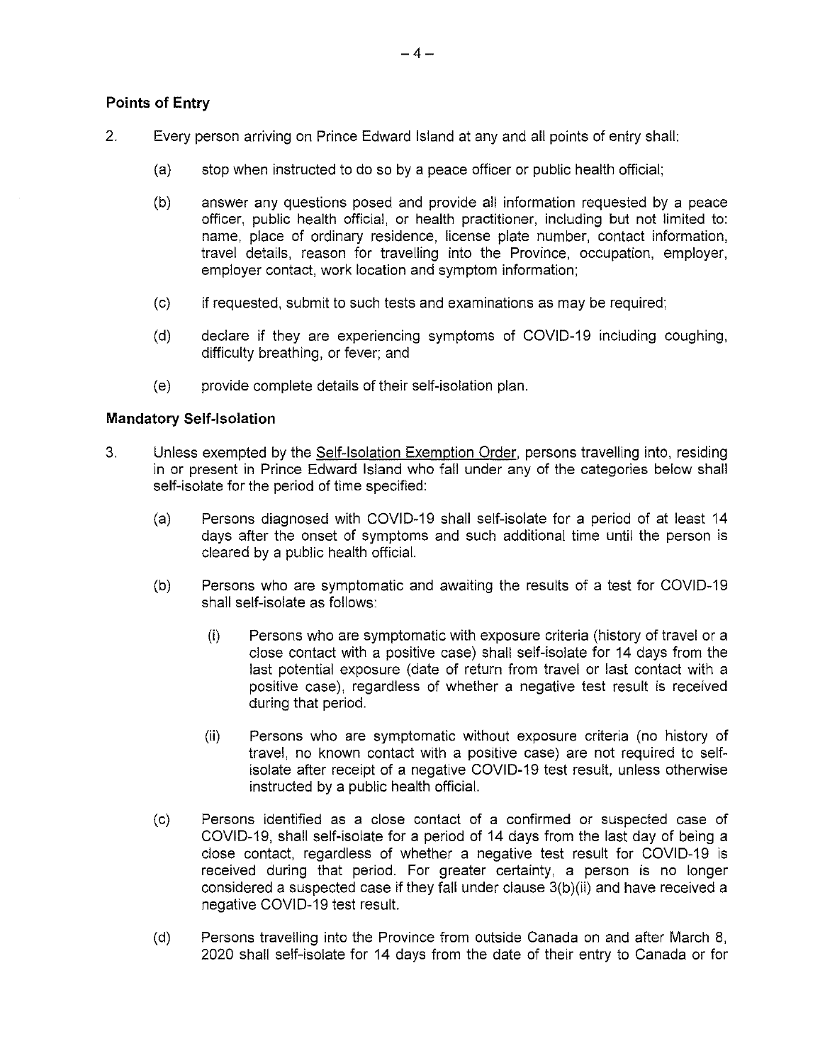**Points of Entry**

2. Every person arriving on Prince Edward Island at any and all points of entry shall:

   (a) stop when instructed to do so by a peace officer or public health official;

   (b) answer any questions posed and provide all information requested by a peace officer, public health official, or health practitioner, including but not limited to: name, place of ordinary residence, license plate number, contact information, travel details, reason for travelling into the Province, occupation, employer, employer contact, work location and symptom information;

   (c) if requested, submit to such tests and examinations as may be required;

   (d) declare if they are experiencing symptoms of COVID-19 including coughing, difficulty breathing, or fever; and

   (e) provide complete details of their self-isolation plan.

**Mandatory Self-Isolation**

3. Unless exempted by the Self-Isolation Exemption Order, persons travelling into, residing in or present in Prince Edward Island who fall under any of the categories below shall self-isolate for the period of time specified:

   (a) Persons diagnosed with COVID-19 shall self-isolate for a period of at least 14 days after the onset of symptoms and such additional time until the person is cleared by a public health official.

   (b) Persons who are symptomatic and awaiting the results of a test for COVID-19 shall self-isolate as follows:

      (i) Persons who are symptomatic with exposure criteria (history of travel or a close contact with a positive case) shall self-isolate for 14 days from the last potential exposure (date of return from travel or last contact with a positive case), regardless of whether a negative test result is received during that period.

      (ii) Persons who are symptomatic without exposure criteria (no history of travel, no known contact with a positive case) are not required to self-isolate after receipt of a negative COVID-19 test result, unless otherwise instructed by a public health official.

   (c) Persons identified as a close contact of a confirmed or suspected case of COVID-19, shall self-isolate for a period of 14 days from the last day of being a close contact, regardless of whether a negative test result for COVID-19 is received during that period. For greater certainty, a person is no longer considered a suspected case if they fall under clause 3(b)(ii) and have received a negative COVID-19 test result.

   (d) Persons travelling into the Province from outside Canada on and after March 8, 2020 shall self-isolate for 14 days from the date of their entry to Canada or for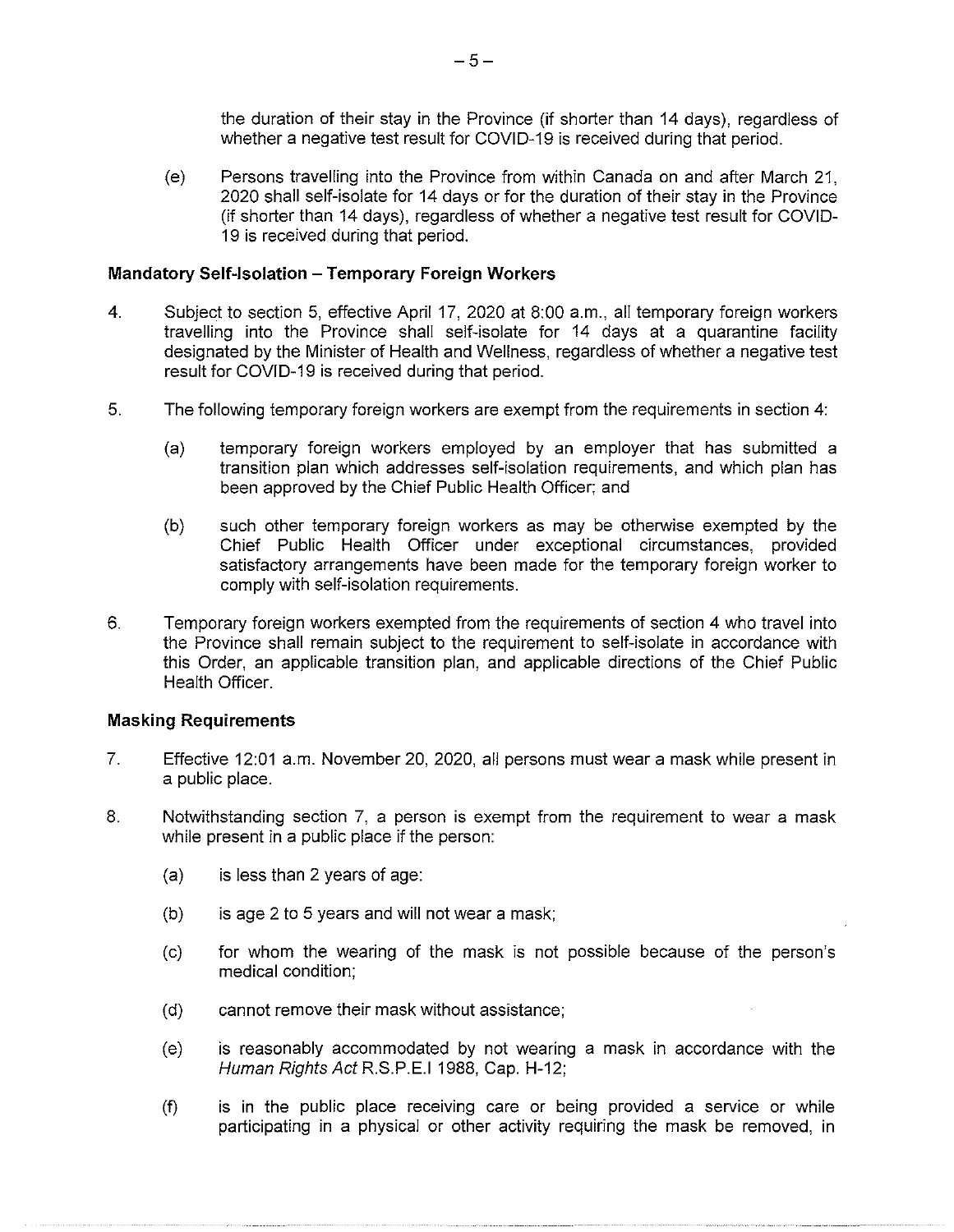the duration of their stay in the Province (if shorter than 14 days), regardless of whether a negative test result for COVID-19 is received during that period.

(e) Persons travelling into the Province from within Canada on and after March 21, 2020 shall self-isolate for 14 days or for the duration of their stay in the Province (if shorter than 14 days), regardless of whether a negative test result for COVID-19 is received during that period.

**Mandatory Self-Isolation – Temporary Foreign Workers**

4. Subject to section 5, effective April 17, 2020 at 8:00 a.m., all temporary foreign workers travelling into the Province shall self-isolate for 14 days at a quarantine facility designated by the Minister of Health and Wellness, regardless of whether a negative test result for COVID-19 is received during that period.

5. The following temporary foreign workers are exempt from the requirements in section 4:

   (a) temporary foreign workers employed by an employer that has submitted a transition plan which addresses self-isolation requirements, and which plan has been approved by the Chief Public Health Officer; and

   (b) such other temporary foreign workers as may be otherwise exempted by the Chief Public Health Officer under exceptional circumstances, provided satisfactory arrangements have been made for the temporary foreign worker to comply with self-isolation requirements.

6. Temporary foreign workers exempted from the requirements of section 4 who travel into the Province shall remain subject to the requirement to self-isolate in accordance with this Order, an applicable transition plan, and applicable directions of the Chief Public Health Officer.

**Masking Requirements**

7. Effective 12:01 a.m. November 20, 2020, all persons must wear a mask while present in a public place.

8. Notwithstanding section 7, a person is exempt from the requirement to wear a mask while present in a public place if the person:

   (a) is less than 2 years of age:

   (b) is age 2 to 5 years and will not wear a mask;

   (c) for whom the wearing of the mask is not possible because of the person's medical condition;

   (d) cannot remove their mask without assistance;

   (e) is reasonably accommodated by not wearing a mask in accordance with the *Human Rights Act* R.S.P.E.I 1988, Cap. H-12;

   (f) is in the public place receiving care or being provided a service or while participating in a physical or other activity requiring the mask be removed, in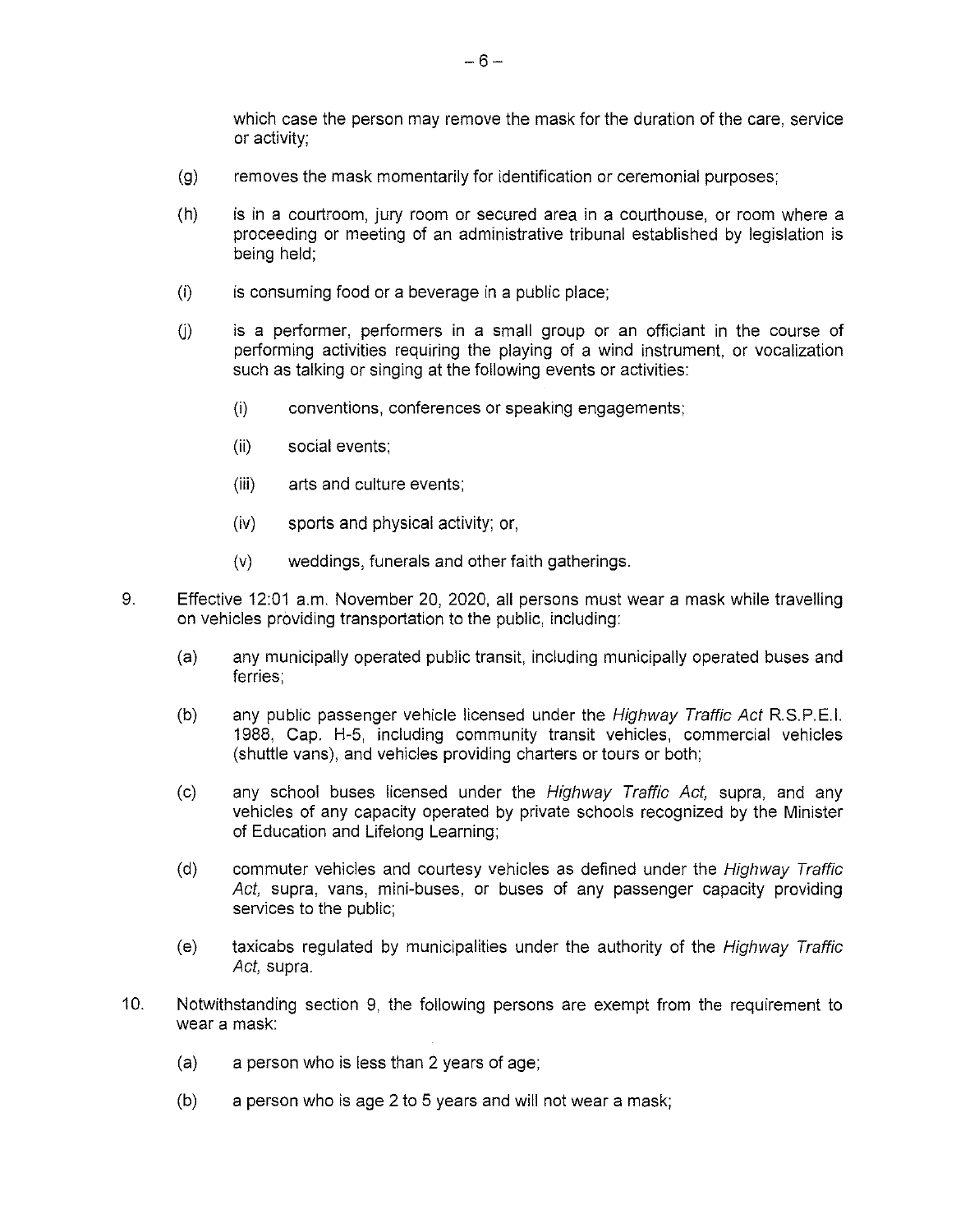which case the person may remove the mask for the duration of the care, service or activity;

(g) removes the mask momentarily for identification or ceremonial purposes;

(h) is in a courtroom, jury room or secured area in a courthouse, or room where a proceeding or meeting of an administrative tribunal established by legislation is being held;

(i) is consuming food or a beverage in a public place;

(j) is a performer, performers in a small group or an officiant in the course of performing activities requiring the playing of a wind instrument, or vocalization such as talking or singing at the following events or activities:

   (i) conventions, conferences or speaking engagements;

   (ii) social events;

   (iii) arts and culture events;

   (iv) sports and physical activity; or,

   (v) weddings, funerals and other faith gatherings.

9. Effective 12:01 a.m. November 20, 2020, all persons must wear a mask while travelling on vehicles providing transportation to the public, including:

   (a) any municipally operated public transit, including municipally operated buses and ferries;

   (b) any public passenger vehicle licensed under the *Highway Traffic Act* R.S.P.E.I. 1988, Cap. H-5, including community transit vehicles, commercial vehicles (shuttle vans), and vehicles providing charters or tours or both;

   (c) any school buses licensed under the *Highway Traffic Act,* supra, and any vehicles of any capacity operated by private schools recognized by the Minister of Education and Lifelong Learning;

   (d) commuter vehicles and courtesy vehicles as defined under the *Highway Traffic Act,* supra, vans, mini-buses, or buses of any passenger capacity providing services to the public;

   (e) taxicabs regulated by municipalities under the authority of the *Highway Traffic Act,* supra.

10. Notwithstanding section 9, the following persons are exempt from the requirement to wear a mask:

   (a) a person who is less than 2 years of age;

   (b) a person who is age 2 to 5 years and will not wear a mask;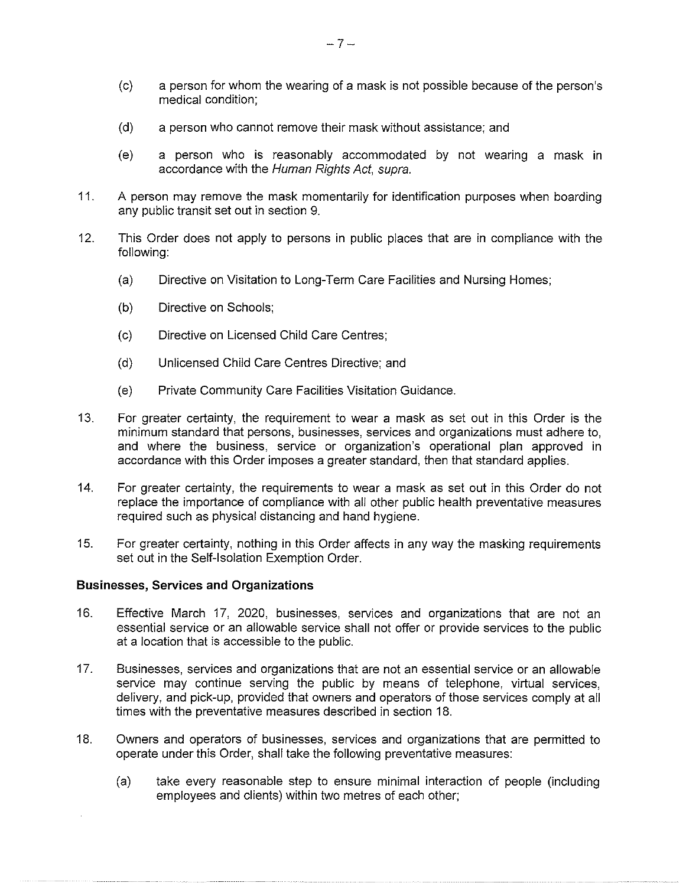(c) a person for whom the wearing of a mask is not possible because of the person's medical condition;

(d) a person who cannot remove their mask without assistance; and

(e) a person who is reasonably accommodated by not wearing a mask in accordance with the *Human Rights Act, supra.*

11. A person may remove the mask momentarily for identification purposes when boarding any public transit set out in section 9.

12. This Order does not apply to persons in public places that are in compliance with the following:

    (a) Directive on Visitation to Long-Term Care Facilities and Nursing Homes;

    (b) Directive on Schools;

    (c) Directive on Licensed Child Care Centres;

    (d) Unlicensed Child Care Centres Directive; and

    (e) Private Community Care Facilities Visitation Guidance.

13. For greater certainty, the requirement to wear a mask as set out in this Order is the minimum standard that persons, businesses, services and organizations must adhere to, and where the business, service or organization's operational plan approved in accordance with this Order imposes a greater standard, then that standard applies.

14. For greater certainty, the requirements to wear a mask as set out in this Order do not replace the importance of compliance with all other public health preventative measures required such as physical distancing and hand hygiene.

15. For greater certainty, nothing in this Order affects in any way the masking requirements set out in the Self-Isolation Exemption Order.

### Businesses, Services and Organizations

16. Effective March 17, 2020, businesses, services and organizations that are not an essential service or an allowable service shall not offer or provide services to the public at a location that is accessible to the public.

17. Businesses, services and organizations that are not an essential service or an allowable service may continue serving the public by means of telephone, virtual services, delivery, and pick-up, provided that owners and operators of those services comply at all times with the preventative measures described in section 18.

18. Owners and operators of businesses, services and organizations that are permitted to operate under this Order, shall take the following preventative measures:

    (a) take every reasonable step to ensure minimal interaction of people (including employees and clients) within two metres of each other;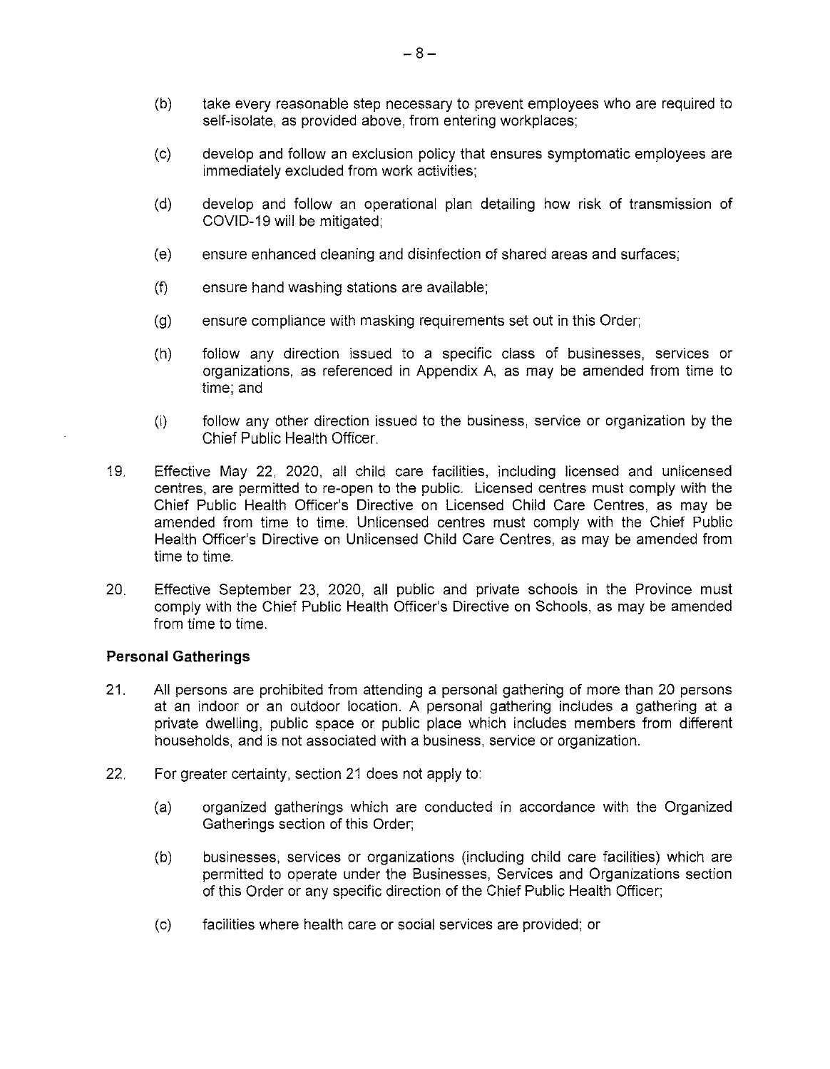(b) take every reasonable step necessary to prevent employees who are required to self-isolate, as provided above, from entering workplaces;

(c) develop and follow an exclusion policy that ensures symptomatic employees are immediately excluded from work activities;

(d) develop and follow an operational plan detailing how risk of transmission of COVID-19 will be mitigated;

(e) ensure enhanced cleaning and disinfection of shared areas and surfaces;

(f) ensure hand washing stations are available;

(g) ensure compliance with masking requirements set out in this Order;

(h) follow any direction issued to a specific class of businesses, services or organizations, as referenced in Appendix A, as may be amended from time to time; and

(i) follow any other direction issued to the business, service or organization by the Chief Public Health Officer.

19. Effective May 22, 2020, all child care facilities, including licensed and unlicensed centres, are permitted to re-open to the public. Licensed centres must comply with the Chief Public Health Officer's Directive on Licensed Child Care Centres, as may be amended from time to time. Unlicensed centres must comply with the Chief Public Health Officer's Directive on Unlicensed Child Care Centres, as may be amended from time to time.

20. Effective September 23, 2020, all public and private schools in the Province must comply with the Chief Public Health Officer's Directive on Schools, as may be amended from time to time.

**Personal Gatherings**

21. All persons are prohibited from attending a personal gathering of more than 20 persons at an indoor or an outdoor location. A personal gathering includes a gathering at a private dwelling, public space or public place which includes members from different households, and is not associated with a business, service or organization.

22. For greater certainty, section 21 does not apply to:

(a) organized gatherings which are conducted in accordance with the Organized Gatherings section of this Order;

(b) businesses, services or organizations (including child care facilities) which are permitted to operate under the Businesses, Services and Organizations section of this Order or any specific direction of the Chief Public Health Officer;

(c) facilities where health care or social services are provided; or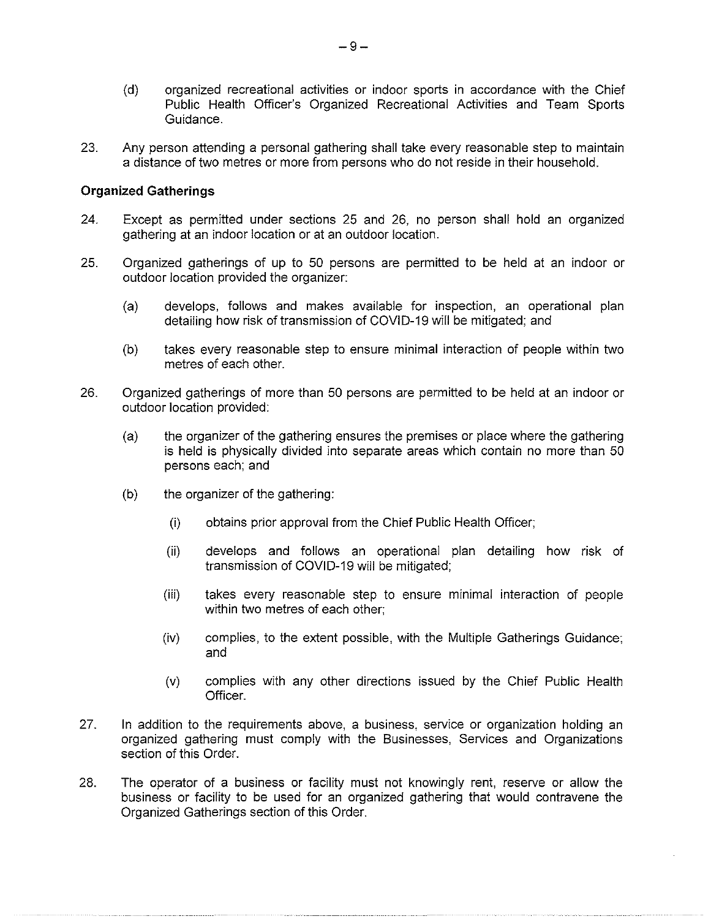(d) organized recreational activities or indoor sports in accordance with the Chief Public Health Officer's Organized Recreational Activities and Team Sports Guidance.

23. Any person attending a personal gathering shall take every reasonable step to maintain a distance of two metres or more from persons who do not reside in their household.

**Organized Gatherings**

24. Except as permitted under sections 25 and 26, no person shall hold an organized gathering at an indoor location or at an outdoor location.

25. Organized gatherings of up to 50 persons are permitted to be held at an indoor or outdoor location provided the organizer:

    (a) develops, follows and makes available for inspection, an operational plan detailing how risk of transmission of COVID-19 will be mitigated; and

    (b) takes every reasonable step to ensure minimal interaction of people within two metres of each other.

26. Organized gatherings of more than 50 persons are permitted to be held at an indoor or outdoor location provided:

    (a) the organizer of the gathering ensures the premises or place where the gathering is held is physically divided into separate areas which contain no more than 50 persons each; and

    (b) the organizer of the gathering:

        (i) obtains prior approval from the Chief Public Health Officer;

        (ii) develops and follows an operational plan detailing how risk of transmission of COVID-19 will be mitigated;

        (iii) takes every reasonable step to ensure minimal interaction of people within two metres of each other;

        (iv) complies, to the extent possible, with the Multiple Gatherings Guidance; and

        (v) complies with any other directions issued by the Chief Public Health Officer.

27. In addition to the requirements above, a business, service or organization holding an organized gathering must comply with the Businesses, Services and Organizations section of this Order.

28. The operator of a business or facility must not knowingly rent, reserve or allow the business or facility to be used for an organized gathering that would contravene the Organized Gatherings section of this Order.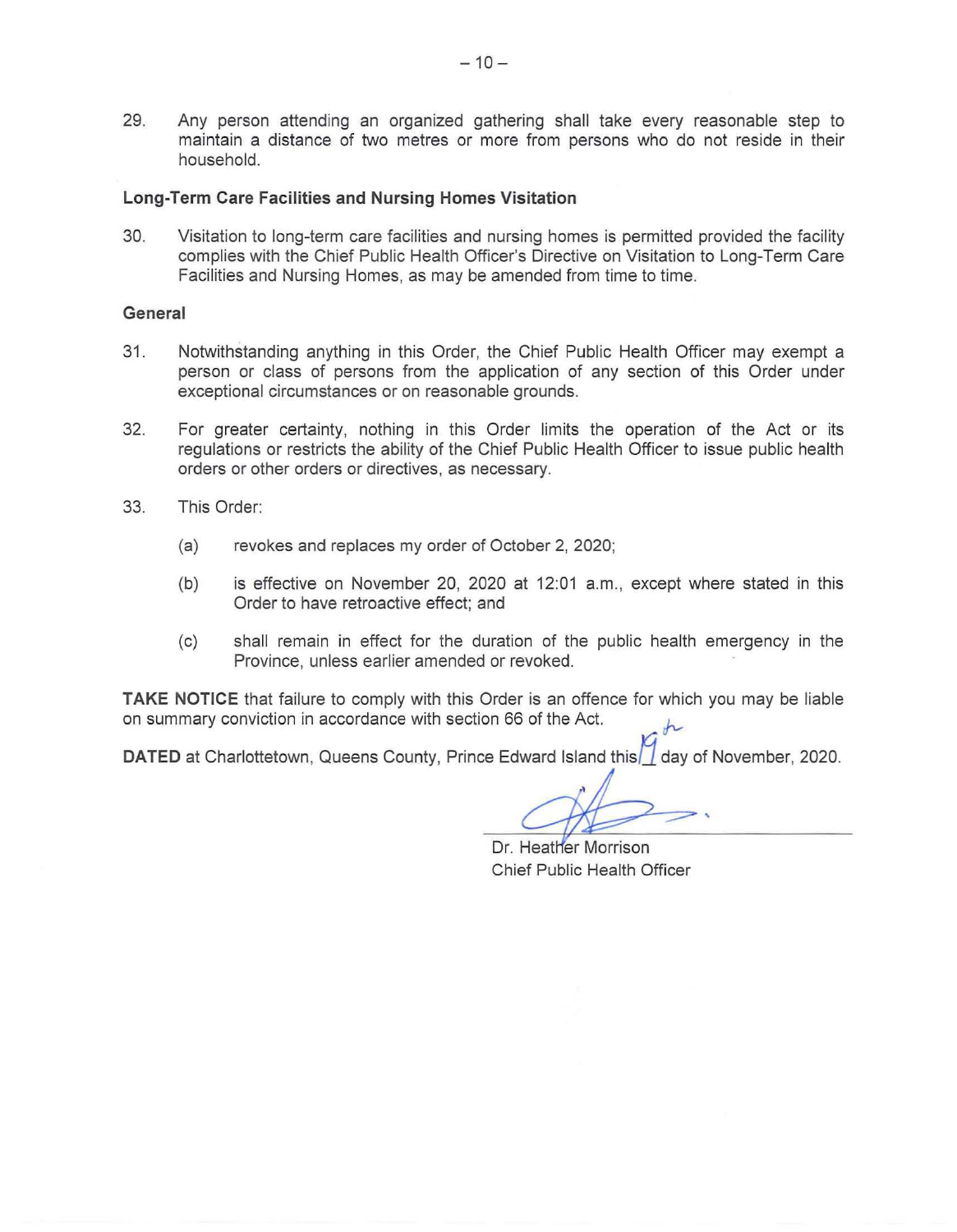29. Any person attending an organized gathering shall take every reasonable step to maintain a distance of two metres or more from persons who do not reside in their household.

### Long-Term Care Facilities and Nursing Homes Visitation

30. Visitation to long-term care facilities and nursing homes is permitted provided the facility complies with the Chief Public Health Officer's Directive on Visitation to Long-Term Care Facilities and Nursing Homes, as may be amended from time to time.

### General

31. Notwithstanding anything in this Order, the Chief Public Health Officer may exempt a person or class of persons from the application of any section of this Order under exceptional circumstances or on reasonable grounds.

32. For greater certainty, nothing in this Order limits the operation of the Act or its regulations or restricts the ability of the Chief Public Health Officer to issue public health orders or other orders or directives, as necessary.

33. This Order:

    (a) revokes and replaces my order of October 2, 2020;

    (b) is effective on November 20, 2020 at 12:01 a.m., except where stated in this Order to have retroactive effect; and

    (c) shall remain in effect for the duration of the public health emergency in the Province, unless earlier amended or revoked.

**TAKE NOTICE** that failure to comply with this Order is an offence for which you may be liable on summary conviction in accordance with section 66 of the Act.

**DATED** at Charlottetown, Queens County, Prince Edward Island this 19th day of November, 2020.

Dr. Heather Morrison
Chief Public Health Officer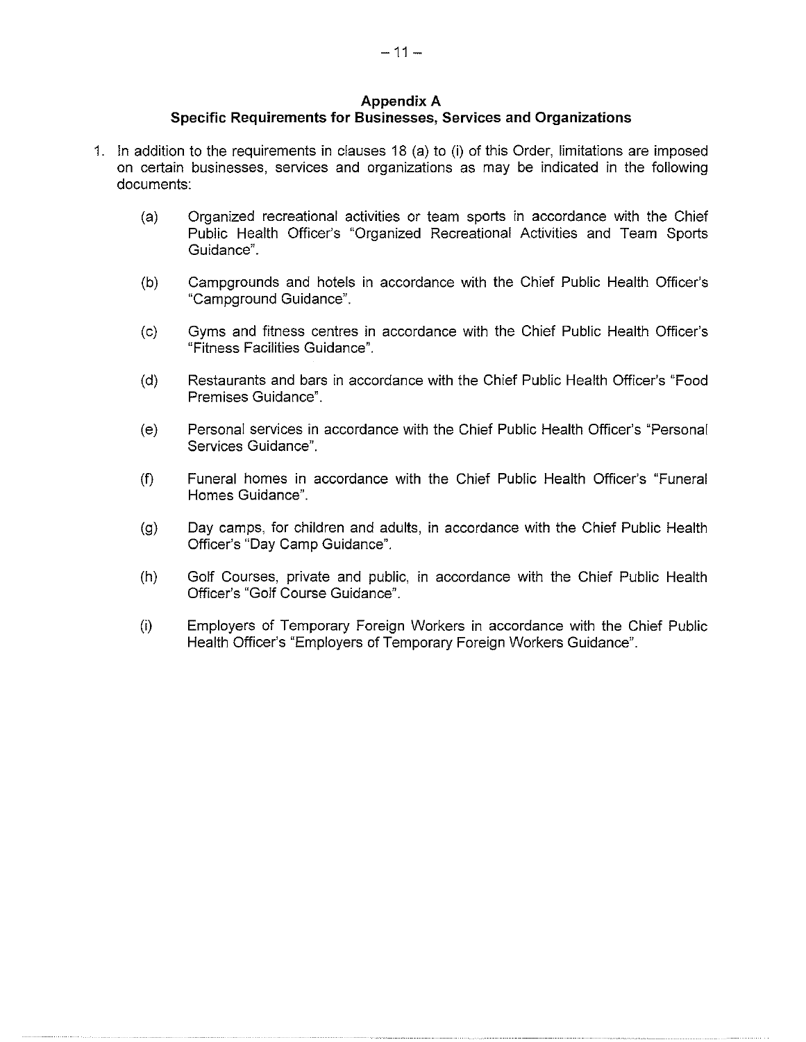## Appendix A
## Specific Requirements for Businesses, Services and Organizations

1. In addition to the requirements in clauses 18 (a) to (i) of this Order, limitations are imposed on certain businesses, services and organizations as may be indicated in the following documents:

   (a) Organized recreational activities or team sports in accordance with the Chief Public Health Officer's "Organized Recreational Activities and Team Sports Guidance".

   (b) Campgrounds and hotels in accordance with the Chief Public Health Officer's "Campground Guidance".

   (c) Gyms and fitness centres in accordance with the Chief Public Health Officer's "Fitness Facilities Guidance".

   (d) Restaurants and bars in accordance with the Chief Public Health Officer's "Food Premises Guidance".

   (e) Personal services in accordance with the Chief Public Health Officer's "Personal Services Guidance".

   (f) Funeral homes in accordance with the Chief Public Health Officer's "Funeral Homes Guidance".

   (g) Day camps, for children and adults, in accordance with the Chief Public Health Officer's "Day Camp Guidance".

   (h) Golf Courses, private and public, in accordance with the Chief Public Health Officer's "Golf Course Guidance".

   (i) Employers of Temporary Foreign Workers in accordance with the Chief Public Health Officer's "Employers of Temporary Foreign Workers Guidance".